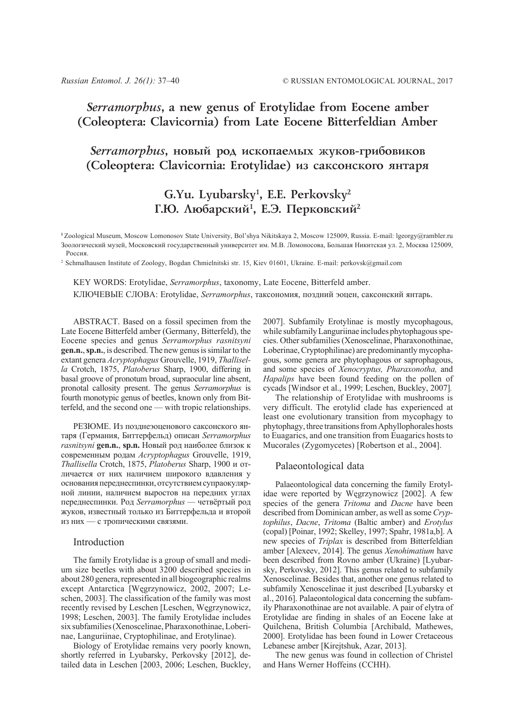# *Serramorphus*, a new genus of Erotylidae from Eocene amber (Coleoptera: Clavicornia) from Late Eocene Bitterfeldian Amber

# *Serramorphus*, новый род ископаемых жуков-грибовиков (Coleoptera: Clavicornia: Erotylidae) из саксонского янтаря

## G.Yu. Lyubarsky[1], E.E. Perkovsky[2]
## Г.Ю. Любарский[1], Е.Э. Перковский[2]

[1] Zoological Museum, Moscow Lomonosov State University, Bol'shya Nikitskaya 2, Moscow 125009, Russia. E-mail: lgeorgy@rambler.ru
Зоологический музей, Московский государственный университет им. М.В. Ломоносова, Большая Никитская ул. 2, Москва 125009, Россия.

[2] Schmalhausen Institute of Zoology, Bogdan Chmielnitski str. 15, Kiev 01601, Ukraine. E-mail: perkovsk@gmail.com

KEY WORDS: Erotylidae, *Serramorphus*, taxonomy, Late Eocene, Bitterfeld amber.

КЛЮЧЕВЫЕ СЛОВА: Erotylidae, *Serramorphus*, таксономия, поздний эоцен, саксонский янтарь.

ABSTRACT. Based on a fossil specimen from the Late Eocene Bitterfeld amber (Germany, Bitterfeld), the Eocene species and genus *Serramorphus rasnitsyni* **gen.n.**, **sp.n.**, is described. The new genus is similar to the extant genera *Acryptophagus* Grouvelle, 1919, *Thallisella* Crotch, 1875, *Platoberus* Sharp, 1900, differing in basal groove of pronotum broad, supraocular line absent, pronotal callosity present. The genus *Serramorphus* is fourth monotypic genus of beetles, known only from Bitterfeld, and the second one — with tropic relationships.

РЕЗЮМЕ. Из позднеэоценового саксонского янтаря (Германия, Биттерфельд) описан *Serramorphus rasnitsyni* **gen.n.**, **sp.n.** Новый род наиболее близок к современным родам *Acryptophagus* Grouvelle, 1919, *Thallisella* Crotch, 1875, *Platoberus* Sharp, 1900 и отличается от них наличием широкого вдавления у основания переднеспинки, отсутствием супраокулярной линии, наличием выростов на передних углах переднеспинки. Род *Serramorphus* — четвёртый род жуков, известный только из Биттерфельда и второй из них — с тропическими связями.

## Introduction

The family Erotylidae is a group of small and medium size beetles with about 3200 described species in about 280 genera, represented in all biogeographic realms except Antarctica [Węgrzynowicz, 2002, 2007; Leschen, 2003]. The classification of the family was most recently revised by Leschen [Leschen, Węgrzynowicz, 1998; Leschen, 2003]. The family Erotylidae includes six subfamilies (Xenoscelinae, Pharaxonothinae, Loberinae, Languriinae, Cryptophilinae, and Erotylinae).

Biology of Erotylidae remains very poorly known, shortly referred in Lyubarsky, Perkovsky [2012], detailed data in Leschen [2003, 2006; Leschen, Buckley, 2007]. Subfamily Erotylinae is mostly mycophagous, while subfamily Languriinae includes phytophagous species. Other subfamilies (Xenoscelinae, Pharaxonothinae, Loberinae, Cryptophilinae) are predominantly mycophagous, some genera are phytophagous or saprophagous, and some species of *Xenocryptus, Pharaxonotha,* and *Hapalips* have been found feeding on the pollen of cycads [Windsor et al., 1999; Leschen, Buckley, 2007].

The relationship of Erotylidae with mushrooms is very difficult. The erotylid clade has experienced at least one evolutionary transition from mycophagy to phytophagy, three transitions from Aphyllophorales hosts to Euagarics, and one transition from Euagarics hosts to Mucorales (Zygomycetes) [Robertson et al., 2004].

## Palaeontological data

Palaeontological data concerning the family Erotylidae were reported by Węgrzynowicz [2002]. A few species of the genera *Tritoma* and *Dacne* have been described from Dominican amber, as well as some *Cryptophilus*, *Dacne*, *Tritoma* (Baltic amber) and *Erotylus* (copal) [Poinar, 1992; Skelley, 1997; Spahr, 1981a,b]. A new species of *Triplax* is described from Bitterfeldian amber [Alexeev, 2014]. The genus *Xenohimatium* have been described from Rovno amber (Ukraine) [Lyubarsky, Perkovsky, 2012]. This genus related to subfamily Xenoscelinae. Besides that, another one genus related to subfamily Xenoscelinae it just described [Lyubarsky et al., 2016]. Palaeontological data concerning the subfamily Pharaxonothinae are not available. A pair of elytra of Erotylidae are finding in shales of an Eocene lake at Quilchena, British Columbia [Archibald, Mathewes, 2000]. Erotylidae has been found in Lower Cretaceous Lebanese amber [Kirejtshuk, Azar, 2013].

The new genus was found in collection of Christel and Hans Werner Hoffeins (CCHH).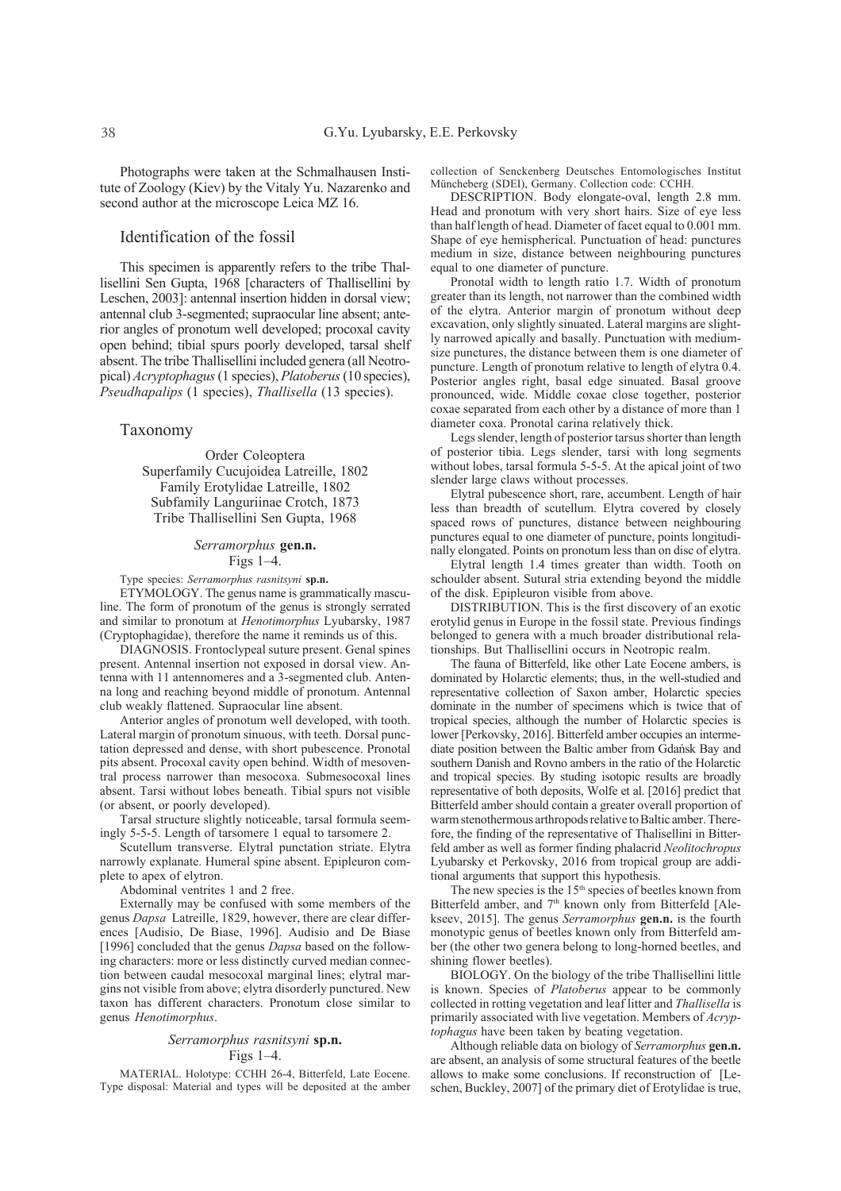Photographs were taken at the Schmalhausen Institute of Zoology (Kiev) by the Vitaly Yu. Nazarenko and second author at the microscope Leica MZ 16.

## Identification of the fossil

This specimen is apparently refers to the tribe Thallisellini Sen Gupta, 1968 [characters of Thallisellini by Leschen, 2003]: antennal insertion hidden in dorsal view; antennal club 3-segmented; supraocular line absent; anterior angles of pronotum well developed; procoxal cavity open behind; tibial spurs poorly developed, tarsal shelf absent. The tribe Thallisellini included genera (all Neotropical) *Acryptophagus* (1 species), *Platoberus* (10 species), *Pseudhapalips* (1 species), *Thallisella* (13 species).

## Taxonomy

Order Coleoptera
Superfamily Cucujoidea Latreille, 1802
Family Erotylidae Latreille, 1802
Subfamily Languriinae Crotch, 1873
Tribe Thallisellini Sen Gupta, 1968

### *Serramorphus* **gen.n.**

Figs 1–4.

Type species: *Serramorphus rasnitsyni* **sp.n.**

ETYMOLOGY. The genus name is grammatically masculine. The form of pronotum of the genus is strongly serrated and similar to pronotum at *Henotimorphus* Lyubarsky, 1987 (Cryptophagidae), therefore the name it reminds us of this.

DIAGNOSIS. Frontoclypeal suture present. Genal spines present. Antennal insertion not exposed in dorsal view. Antenna with 11 antennomeres and a 3-segmented club. Antenna long and reaching beyond middle of pronotum. Antennal club weakly flattened. Supraocular line absent.

Anterior angles of pronotum well developed, with tooth. Lateral margin of pronotum sinuous, with teeth. Dorsal punctation depressed and dense, with short pubescence. Pronotal pits absent. Procoxal cavity open behind. Width of mesoventral process narrower than mesocoxa. Submesocoxal lines absent. Tarsi without lobes beneath. Tibial spurs not visible (or absent, or poorly developed).

Tarsal structure slightly noticeable, tarsal formula seemingly 5-5-5. Length of tarsomere 1 equal to tarsomere 2.

Scutellum transverse. Elytral punctation striate. Elytra narrowly explanate. Humeral spine absent. Epipleuron complete to apex of elytron.

Abdominal ventrites 1 and 2 free.

Externally may be confused with some members of the genus *Dapsa* Latreille, 1829, however, there are clear differences [Audisio, De Biase, 1996]. Audisio and De Biase [1996] concluded that the genus *Dapsa* based on the following characters: more or less distinctly curved median connection between caudal mesocoxal marginal lines; elytral margins not visible from above; elytra disorderly punctured. New taxon has different characters. Pronotum close similar to genus *Henotimorphus*.

### *Serramorphus rasnitsyni* **sp.n.**

Figs 1–4.

MATERIAL. Holotype: CCHH 26-4, Bitterfeld, Late Eocene. Type disposal: Material and types will be deposited at the amber collection of Senckenberg Deutsches Entomologisches Institut Müncheberg (SDEI), Germany. Collection code: CCHH.

DESCRIPTION. Body elongate-oval, length 2.8 mm. Head and pronotum with very short hairs. Size of eye less than half length of head. Diameter of facet equal to 0.001 mm. Shape of eye hemispherical. Punctuation of head: punctures medium in size, distance between neighbouring punctures equal to one diameter of puncture.

Pronotal width to length ratio 1.7. Width of pronotum greater than its length, not narrower than the combined width of the elytra. Anterior margin of pronotum without deep excavation, only slightly sinuated. Lateral margins are slightly narrowed apically and basally. Punctuation with medium-size punctures, the distance between them is one diameter of puncture. Length of pronotum relative to length of elytra 0.4. Posterior angles right, basal edge sinuated. Basal groove pronounced, wide. Middle coxae close together, posterior coxae separated from each other by a distance of more than 1 diameter coxa. Pronotal carina relatively thick.

Legs slender, length of posterior tarsus shorter than length of posterior tibia. Legs slender, tarsi with long segments without lobes, tarsal formula 5-5-5. At the apical joint of two slender large claws without processes.

Elytral pubescence short, rare, accumbent. Length of hair less than breadth of scutellum. Elytra covered by closely spaced rows of punctures, distance between neighbouring punctures equal to one diameter of puncture, points longitudinally elongated. Points on pronotum less than on disc of elytra.

Elytral length 1.4 times greater than width. Tooth on schoulder absent. Sutural stria extending beyond the middle of the disk. Epipleuron visible from above.

DISTRIBUTION. This is the first discovery of an exotic erotylid genus in Europe in the fossil state. Previous findings belonged to genera with a much broader distributional relationships. But Thallisellini occurs in Neotropic realm.

The fauna of Bitterfeld, like other Late Eocene ambers, is dominated by Holarctic elements; thus, in the well-studied and representative collection of Saxon amber, Holarctic species dominate in the number of specimens which is twice that of tropical species, although the number of Holarctic species is lower [Perkovsky, 2016]. Bitterfeld amber occupies an intermediate position between the Baltic amber from Gdańsk Bay and southern Danish and Rovno ambers in the ratio of the Holarctic and tropical species. By studing isotopic results are broadly representative of both deposits, Wolfe et al. [2016] predict that Bitterfeld amber should contain a greater overall proportion of warm stenothermous arthropods relative to Baltic amber. Therefore, the finding of the representative of Thalisellini in Bitterfeld amber as well as former finding phalacrid *Neolitochropus* Lyubarsky et Perkovsky, 2016 from tropical group are additional arguments that support this hypothesis.

The new species is the 15th species of beetles known from Bitterfeld amber, and 7th known only from Bitterfeld [Alekseev, 2015]. The genus *Serramorphus* **gen.n.** is the fourth monotypic genus of beetles known only from Bitterfeld amber (the other two genera belong to long-horned beetles, and shining flower beetles).

BIOLOGY. On the biology of the tribe Thallisellini little is known. Species of *Platoberus* appear to be commonly collected in rotting vegetation and leaf litter and *Thallisella* is primarily associated with live vegetation. Members of *Acryptophagus* have been taken by beating vegetation.

Although reliable data on biology of *Serramorphus* **gen.n.** are absent, an analysis of some structural features of the beetle allows to make some conclusions. If reconstruction of [Leschen, Buckley, 2007] of the primary diet of Erotylidae is true,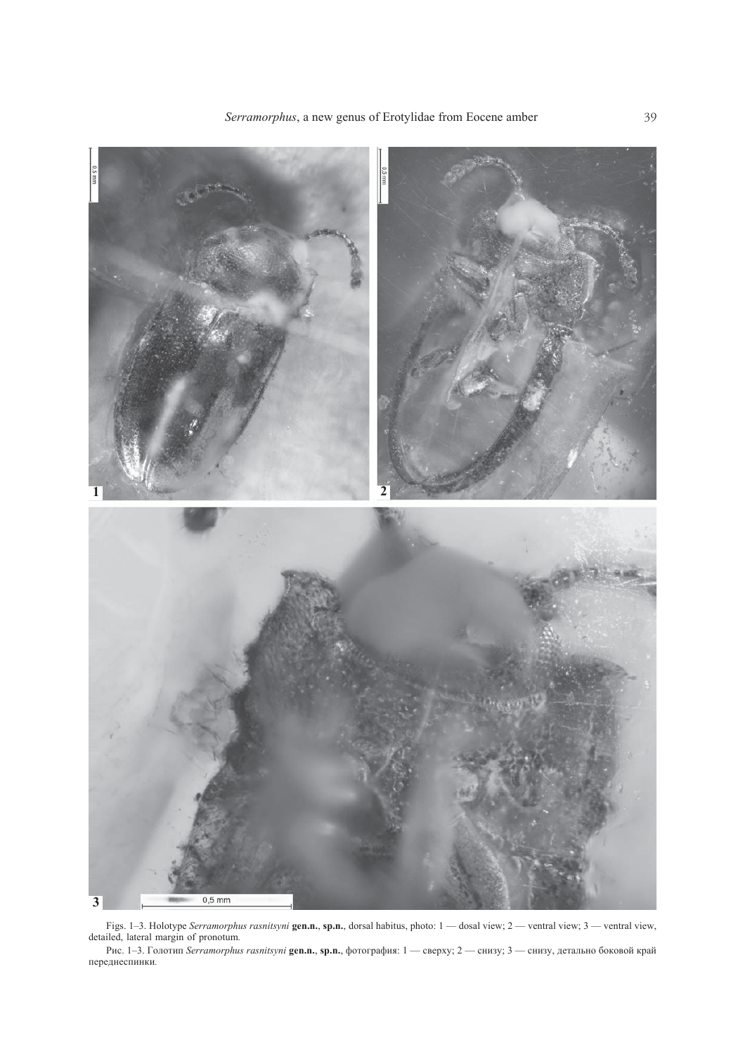Figs. 1–3. Holotype *Serramorphus rasnitsyni* **gen.n.**, **sp.n.**, dorsal habitus, photo: 1 — dosal view; 2 — ventral view; 3 — ventral view, detailed, lateral margin of pronotum.

Рис. 1–3. Голотип *Serramorphus rasnitsyni* **gen.n.**, **sp.n.**, фотография: 1 — сверху; 2 — снизу; 3 — снизу, детально боковой край переднеспинки.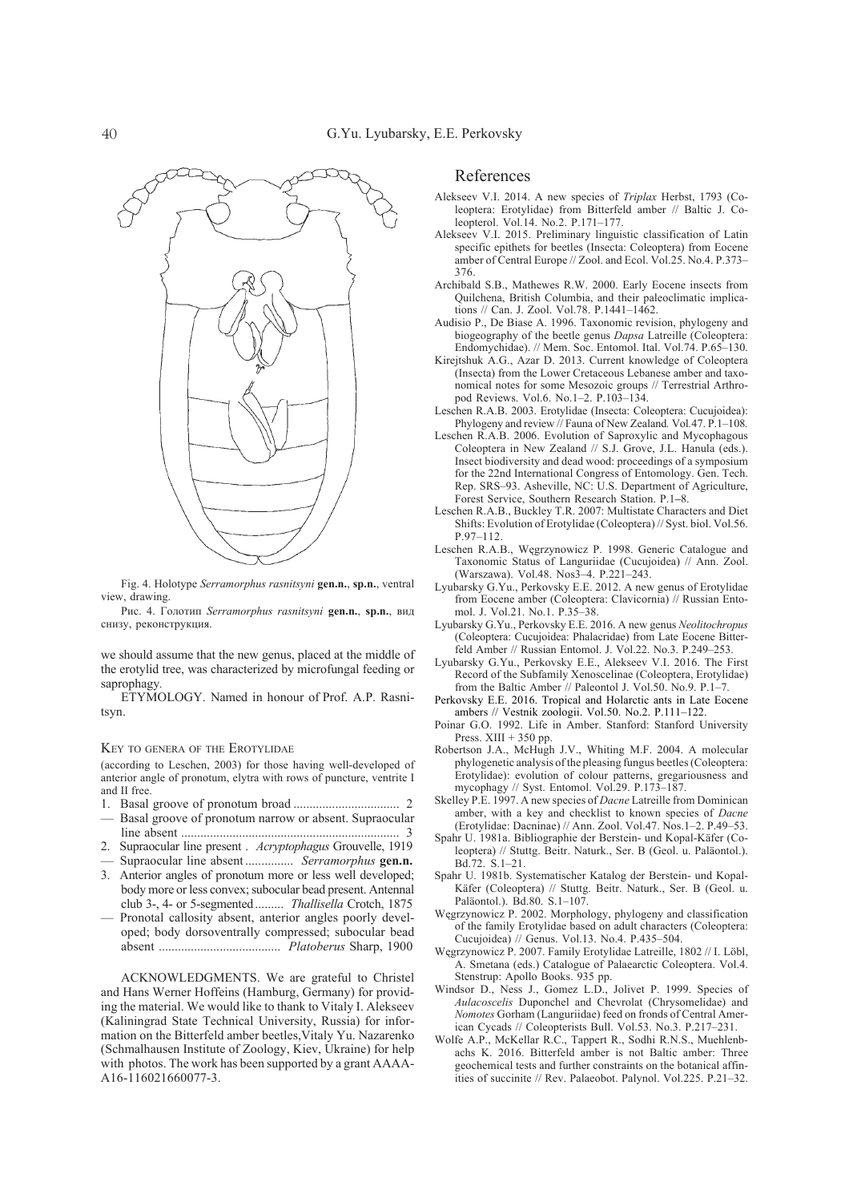Fig. 4. Holotype *Serramorphus rasnitsyni* **gen.n.**, **sp.n.**, ventral view, drawing.

Рис. 4. Голотип *Serramorphus rasnitsyni* **gen.n.**, **sp.n.**, вид снизу, реконструкция.

we should assume that the new genus, placed at the middle of the erotylid tree, was characterized by microfungal feeding or saprophagy.

ETYMOLOGY. Named in honour of Prof. A.P. Rasnitsyn.

## Key to genera of the Erotylidae

(according to Leschen, 2003) for those having well-developed of anterior angle of pronotum, elytra with rows of puncture, ventrite I and II free.

1. Basal groove of pronotum broad ................................ 2
— Basal groove of pronotum narrow or absent. Supraocular line absent ................................................................... 3
2. Supraocular line present . *Acryptophagus* Grouvelle, 1919
— Supraocular line absent ............... *Serramorphus* **gen.n.**
3. Anterior angles of pronotum more or less well developed; body more or less convex; subocular bead present. Antennal club 3-, 4- or 5-segmented ......... *Thallisella* Crotch, 1875
— Pronotal callosity absent, anterior angles poorly developed; body dorsoventrally compressed; subocular bead absent ..................................... *Platoberus* Sharp, 1900

ACKNOWLEDGMENTS. We are grateful to Christel and Hans Werner Hoffeins (Hamburg, Germany) for providing the material. We would like to thank to Vitaly I. Alekseev (Kaliningrad State Technical University, Russia) for information on the Bitterfeld amber beetles,Vitaly Yu. Nazarenko (Schmalhausen Institute of Zoology, Kiev, Ukraine) for help with photos. The work has been supported by a grant AAAA-A16-116021660077-3.

## References

Alekseev V.I. 2014. A new species of *Triplax* Herbst, 1793 (Coleoptera: Erotylidae) from Bitterfeld amber // Baltic J. Coleopterol. Vol.14. No.2. P.171–177.

Alekseev V.I. 2015. Preliminary linguistic classification of Latin specific epithets for beetles (Insecta: Coleoptera) from Eocene amber of Central Europe // Zool. and Ecol. Vol.25. No.4. P.373–376.

Archibald S.B., Mathewes R.W. 2000. Early Eocene insects from Quilchena, British Columbia, and their paleoclimatic implications // Can. J. Zool. Vol.78. P.1441–1462.

Audisio P., De Biase A. 1996. Taxonomic revision, phylogeny and biogeography of the beetle genus *Dapsa* Latreille (Coleoptera: Endomychidae). // Mem. Soc. Entomol. Ital. Vol.74. P.65–130.

Kirejtshuk A.G., Azar D. 2013. Current knowledge of Coleoptera (Insecta) from the Lower Cretaceous Lebanese amber and taxonomical notes for some Mesozoic groups // Terrestrial Arthropod Reviews. Vol.6. No.1–2. P.103–134.

Leschen R.A.B. 2003. Erotylidae (Insecta: Coleoptera: Cucujoidea): Phylogeny and review // Fauna of New Zealand. Vol.47. P.1–108.

Leschen R.A.B. 2006. Evolution of Saproxylic and Mycophagous Coleoptera in New Zealand // S.J. Grove, J.L. Hanula (eds.). Insect biodiversity and dead wood: proceedings of a symposium for the 22nd International Congress of Entomology. Gen. Tech. Rep. SRS–93. Asheville, NC: U.S. Department of Agriculture, Forest Service, Southern Research Station. P.1–8.

Leschen R.A.B., Buckley T.R. 2007. Multistate Characters and Diet Shifts: Evolution of Erotylidae (Coleoptera) // Syst. biol. Vol.56. P.97–112.

Leschen R.A.B., Węgrzynowicz P. 1998. Generic Catalogue and Taxonomic Status of Languriidae (Cucujoidea) // Ann. Zool. (Warszawa). Vol.48. Nos3–4. P.221–243.

Lyubarsky G.Yu., Perkovsky E.E. 2012. A new genus of Erotylidae from Eocene amber (Coleoptera: Clavicornia) // Russian Entomol. J. Vol.21. No.1. P.35–38.

Lyubarsky G.Yu., Perkovsky E.E. 2016. A new genus *Neolitochropus* (Coleoptera: Cucujoidea: Phalacridae) from Late Eocene Bitterfeld Amber // Russian Entomol. J. Vol.22. No.3. P.249–253.

Lyubarsky G.Yu., Perkovsky E.E., Alekseev V.I. 2016. The First Record of the Subfamily Xenoscelinae (Coleoptera, Erotylidae) from the Baltic Amber // Paleontol J. Vol.50. No.9. P.1–7.

Perkovsky E.E. 2016. Tropical and Holarctic ants in Late Eocene ambers // Vestnik zoologii. Vol.50. No.2. P.111–122.

Poinar G.O. 1992. Life in Amber. Stanford: Stanford University Press. XIII + 350 pp.

Robertson J.A., McHugh J.V., Whiting M.F. 2004. A molecular phylogenetic analysis of the pleasing fungus beetles (Coleoptera: Erotylidae): evolution of colour patterns, gregariousness and mycophagy // Syst. Entomol. Vol.29. P.173–187.

Skelley P.E. 1997. A new species of *Dacne* Latreille from Dominican amber, with a key and checklist to known species of *Dacne* (Erotylidae: Dacninae) // Ann. Zool. Vol.47. Nos.1–2. P.49–53.

Spahr U. 1981a. Bibliographie der Berstein- und Kopal-Käfer (Coleoptera) // Stuttg. Beitr. Naturk., Ser. B (Geol. u. Paläontol.). Bd.72. S.1–21.

Spahr U. 1981b. Systematischer Katalog der Berstein- und Kopal-Käfer (Coleoptera) // Stuttg. Beitr. Naturk., Ser. B (Geol. u. Paläontol.). Bd.80. S.1–107.

Węgrzynowicz P. 2002. Morphology, phylogeny and classification of the family Erotylidae based on adult characters (Coleoptera: Cucujoidea) // Genus. Vol.13. No.4. P.435–504.

Węgrzynowicz P. 2007. Family Erotylidae Latreille, 1802 // I. Löbl, A. Smetana (eds.) Catalogue of Palaearctic Coleoptera. Vol.4. Stenstrup: Apollo Books. 935 pp.

Windsor D., Ness J., Gomez L.D., Jolivet P. 1999. Species of *Aulacoscelis* Duponchel and Chevrolat (Chrysomelidae) and *Nomotes* Gorham (Languriidae) feed on fronds of Central American Cycads // Coleopterists Bull. Vol.53. No.3. P.217–231.

Wolfe A.P., McKellar R.C., Tappert R., Sodhi R.N.S., Muehlenbachs K. 2016. Bitterfeld amber is not Baltic amber: Three geochemical tests and further constraints on the botanical affinities of succinite // Rev. Palaeobot. Palynol. Vol.225. P.21–32.